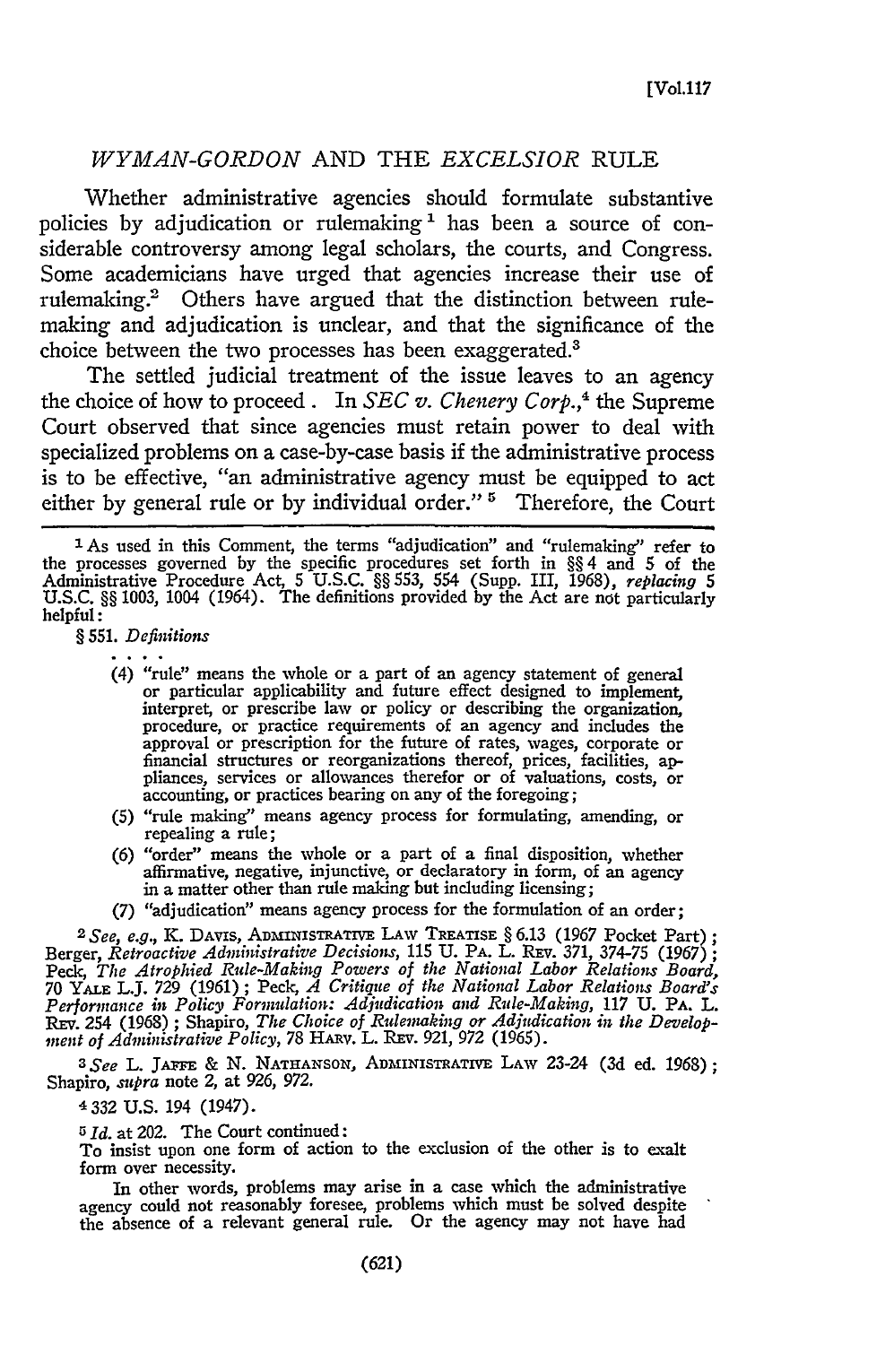# *WYMAN-GORDON* AND THE *EXCELSIOR* RULE

Whether administrative agencies should formulate substantive policies by adjudication or rulemaking [1] has been a source of considerable controversy among legal scholars, the courts, and Congress. Some academicians have urged that agencies increase their use of rulemaking.[2] Others have argued that the distinction between rulemaking and adjudication is unclear, and that the significance of the choice between the two processes has been exaggerated.[3]

The settled judicial treatment of the issue leaves to an agency the choice of how to proceed. In *SEC v. Chenery Corp.*,[4] the Supreme Court observed that since agencies must retain power to deal with specialized problems on a case-by-case basis if the administrative process is to be effective, "an administrative agency must be equipped to act either by general rule or by individual order." [5] Therefore, the Court

---

[1] As used in this Comment, the terms "adjudication" and "rulemaking" refer to the processes governed by the specific procedures set forth in §§ 4 and 5 of the Administrative Procedure Act, 5 U.S.C. §§ 553, 554 (Supp. III, 1968), *replacing* 5 U.S.C. §§ 1003, 1004 (1964). The definitions provided by the Act are not particularly helpful:

§ 551. *Definitions*

. . . .

(4) "rule" means the whole or a part of an agency statement of general or particular applicability and future effect designed to implement, interpret, or prescribe law or policy or describing the organization, procedure, or practice requirements of an agency and includes the approval or prescription for the future of rates, wages, corporate or financial structures or reorganizations thereof, prices, facilities, appliances, services or allowances therefor or of valuations, costs, or accounting, or practices bearing on any of the foregoing;

(5) "rule making" means agency process for formulating, amending, or repealing a rule;

(6) "order" means the whole or a part of a final disposition, whether affirmative, negative, injunctive, or declaratory in form, of an agency in a matter other than rule making but including licensing;

(7) "adjudication" means agency process for the formulation of an order;

[2] *See, e.g.*, K. DAVIS, ADMINISTRATIVE LAW TREATISE § 6.13 (1967 Pocket Part); Berger, *Retroactive Administrative Decisions*, 115 U. PA. L. REV. 371, 374-75 (1967); Peck, *The Atrophied Rule-Making Powers of the National Labor Relations Board*, 70 YALE L.J. 729 (1961); Peck, *A Critique of the National Labor Relations Board's Performance in Policy Formulation: Adjudication and Rule-Making*, 117 U. PA. L. REV. 254 (1968); Shapiro, *The Choice of Rulemaking or Adjudication in the Development of Administrative Policy*, 78 HARV. L. REV. 921, 972 (1965).

[3] *See* L. JAFFE & N. NATHANSON, ADMINISTRATIVE LAW 23-24 (3d ed. 1968); Shapiro, *supra* note 2, at 926, 972.

[4] 332 U.S. 194 (1947).

[5] *Id.* at 202. The Court continued:

To insist upon one form of action to the exclusion of the other is to exalt form over necessity.

In other words, problems may arise in a case which the administrative agency could not reasonably foresee, problems which must be solved despite the absence of a relevant general rule. Or the agency may not have had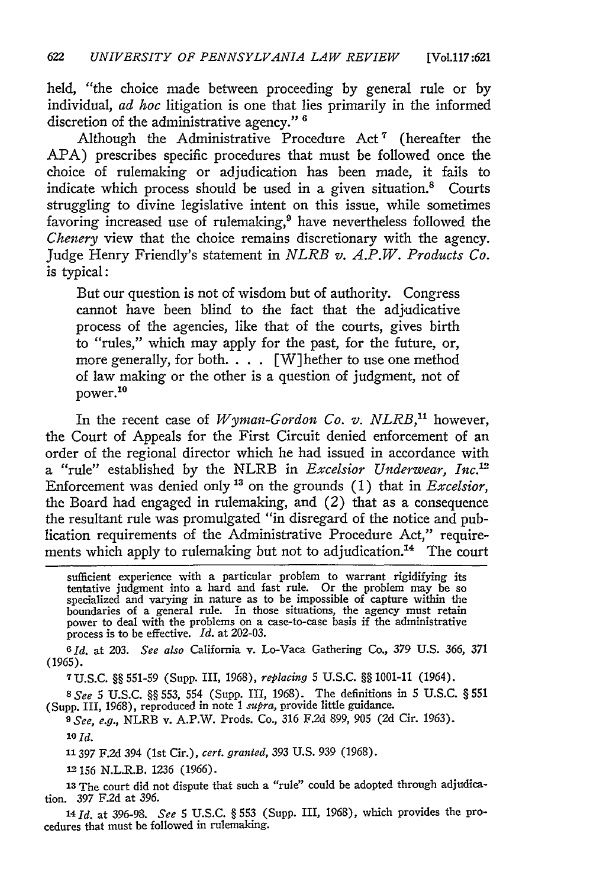held, "the choice made between proceeding by general rule or by individual, *ad hoc* litigation is one that lies primarily in the informed discretion of the administrative agency." [6]

Although the Administrative Procedure Act [7] (hereafter the APA) prescribes specific procedures that must be followed once the choice of rulemaking or adjudication has been made, it fails to indicate which process should be used in a given situation.[8] Courts struggling to divine legislative intent on this issue, while sometimes favoring increased use of rulemaking,[9] have nevertheless followed the *Chenery* view that the choice remains discretionary with the agency. Judge Henry Friendly's statement in *NLRB v. A.P.W. Products Co.* is typical:

> But our question is not of wisdom but of authority. Congress cannot have been blind to the fact that the adjudicative process of the agencies, like that of the courts, gives birth to "rules," which may apply for the past, for the future, or, more generally, for both. . . . [W]hether to use one method of law making or the other is a question of judgment, not of power.[10]

In the recent case of *Wyman-Gordon Co. v. NLRB*,[11] however, the Court of Appeals for the First Circuit denied enforcement of an order of the regional director which he had issued in accordance with a "rule" established by the NLRB in *Excelsior Underwear, Inc.*[12] Enforcement was denied only [13] on the grounds (1) that in *Excelsior*, the Board had engaged in rulemaking, and (2) that as a consequence the resultant rule was promulgated "in disregard of the notice and publication requirements of the Administrative Procedure Act," requirements which apply to rulemaking but not to adjudication.[14] The court

---

sufficient experience with a particular problem to warrant rigidifying its tentative judgment into a hard and fast rule. Or the problem may be so specialized and varying in nature as to be impossible of capture within the boundaries of a general rule. In those situations, the agency must retain power to deal with the problems on a case-to-case basis if the administrative process is to be effective. *Id.* at 202-03.

[6] *Id.* at 203. *See also* California v. Lo-Vaca Gathering Co., 379 U.S. 366, 371 (1965).

[7] U.S.C. §§ 551-59 (Supp. III, 1968), *replacing* 5 U.S.C. §§ 1001-11 (1964).

[8] *See* 5 U.S.C. §§ 553, 554 (Supp. III, 1968). The definitions in 5 U.S.C. § 551 (Supp. III, 1968), reproduced in note 1 *supra*, provide little guidance.

[9] *See, e.g.*, NLRB v. A.P.W. Prods. Co., 316 F.2d 899, 905 (2d Cir. 1963).

[10] *Id.*

[11] 397 F.2d 394 (1st Cir.), *cert. granted*, 393 U.S. 939 (1968).

[12] 156 N.L.R.B. 1236 (1966).

[13] The court did not dispute that such a "rule" could be adopted through adjudication. 397 F.2d at 396.

[14] *Id.* at 396-98. *See* 5 U.S.C. § 553 (Supp. III, 1968), which provides the procedures that must be followed in rulemaking.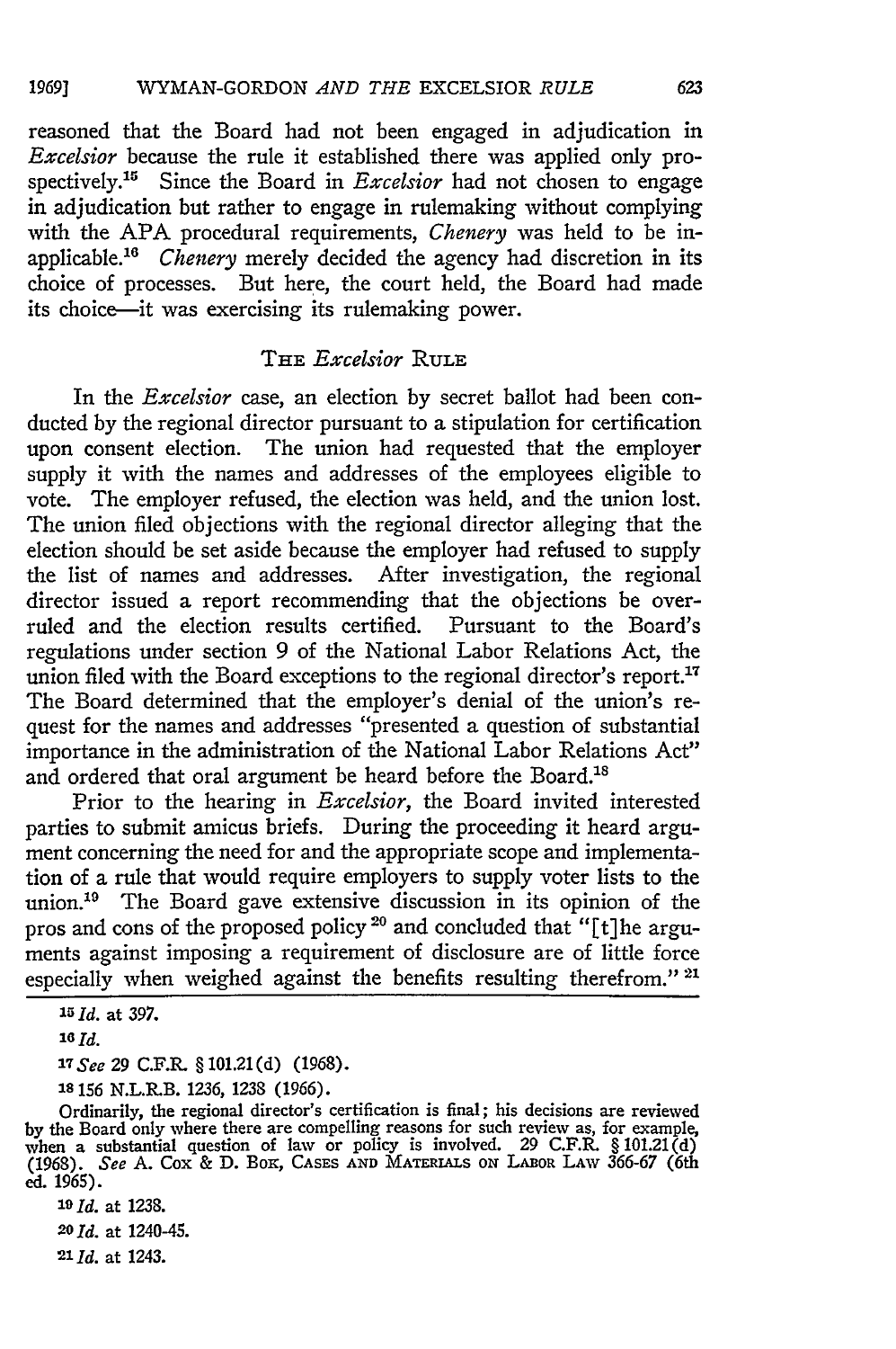reasoned that the Board had not been engaged in adjudication in *Excelsior* because the rule it established there was applied only prospectively.[15] Since the Board in *Excelsior* had not chosen to engage in adjudication but rather to engage in rulemaking without complying with the APA procedural requirements, *Chenery* was held to be inapplicable.[16] *Chenery* merely decided the agency had discretion in its choice of processes. But here, the court held, the Board had made its choice—it was exercising its rulemaking power.

## The *Excelsior* Rule

In the *Excelsior* case, an election by secret ballot had been conducted by the regional director pursuant to a stipulation for certification upon consent election. The union had requested that the employer supply it with the names and addresses of the employees eligible to vote. The employer refused, the election was held, and the union lost. The union filed objections with the regional director alleging that the election should be set aside because the employer had refused to supply the list of names and addresses. After investigation, the regional director issued a report recommending that the objections be overruled and the election results certified. Pursuant to the Board's regulations under section 9 of the National Labor Relations Act, the union filed with the Board exceptions to the regional director's report.[17] The Board determined that the employer's denial of the union's request for the names and addresses "presented a question of substantial importance in the administration of the National Labor Relations Act" and ordered that oral argument be heard before the Board.[18]

Prior to the hearing in *Excelsior*, the Board invited interested parties to submit amicus briefs. During the proceeding it heard argument concerning the need for and the appropriate scope and implementation of a rule that would require employers to supply voter lists to the union.[19] The Board gave extensive discussion in its opinion of the pros and cons of the proposed policy[20] and concluded that "[t]he arguments against imposing a requirement of disclosure are of little force especially when weighed against the benefits resulting therefrom."[21]

---

[15] *Id.* at 397.

[16] *Id.*

[17] *See* 29 C.F.R. § 101.21(d) (1968).

[18] 156 N.L.R.B. 1236, 1238 (1966).

Ordinarily, the regional director's certification is final; his decisions are reviewed by the Board only where there are compelling reasons for such review as, for example, when a substantial question of law or policy is involved. 29 C.F.R. § 101.21(d) (1968). *See* A. Cox & D. Bok, Cases and Materials on Labor Law 366-67 (6th ed. 1965).

[19] *Id.* at 1238.

[20] *Id.* at 1240-45.

[21] *Id.* at 1243.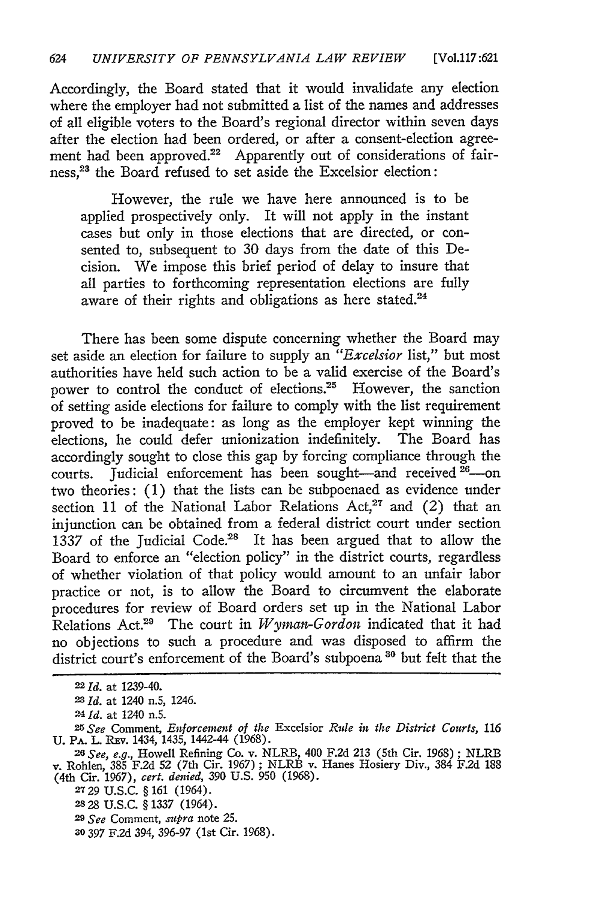Accordingly, the Board stated that it would invalidate any election where the employer had not submitted a list of the names and addresses of all eligible voters to the Board's regional director within seven days after the election had been ordered, or after a consent-election agreement had been approved.[22] Apparently out of considerations of fairness,[23] the Board refused to set aside the Excelsior election:

> However, the rule we have here announced is to be applied prospectively only. It will not apply in the instant cases but only in those elections that are directed, or consented to, subsequent to 30 days from the date of this Decision. We impose this brief period of delay to insure that all parties to forthcoming representation elections are fully aware of their rights and obligations as here stated.[24]

There has been some dispute concerning whether the Board may set aside an election for failure to supply an "*Excelsior* list," but most authorities have held such action to be a valid exercise of the Board's power to control the conduct of elections.[25] However, the sanction of setting aside elections for failure to comply with the list requirement proved to be inadequate: as long as the employer kept winning the elections, he could defer unionization indefinitely. The Board has accordingly sought to close this gap by forcing compliance through the courts. Judicial enforcement has been sought—and received[26]—on two theories: (1) that the lists can be subpoenaed as evidence under section 11 of the National Labor Relations Act,[27] and (2) that an injunction can be obtained from a federal district court under section 1337 of the Judicial Code.[28] It has been argued that to allow the Board to enforce an "election policy" in the district courts, regardless of whether violation of that policy would amount to an unfair labor practice or not, is to allow the Board to circumvent the elaborate procedures for review of Board orders set up in the National Labor Relations Act.[29] The court in *Wyman-Gordon* indicated that it had no objections to such a procedure and was disposed to affirm the district court's enforcement of the Board's subpoena[30] but felt that the

---

[22] *Id.* at 1239-40.

[23] *Id.* at 1240 n.5, 1246.

[24] *Id.* at 1240 n.5.

[25] *See* Comment, *Enforcement of the* Excelsior *Rule in the District Courts*, 116 U. PA. L. REV. 1434, 1435, 1442-44 (1968).

[26] *See, e.g.*, Howell Refining Co. v. NLRB, 400 F.2d 213 (5th Cir. 1968); NLRB v. Rohlen, 385 F.2d 52 (7th Cir. 1967); NLRB v. Hanes Hosiery Div., 384 F.2d 188 (4th Cir. 1967), *cert. denied*, 390 U.S. 950 (1968).

[27] 29 U.S.C. § 161 (1964).

[28] 28 U.S.C. § 1337 (1964).

[29] *See* Comment, *supra* note 25.

[30] 397 F.2d 394, 396-97 (1st Cir. 1968).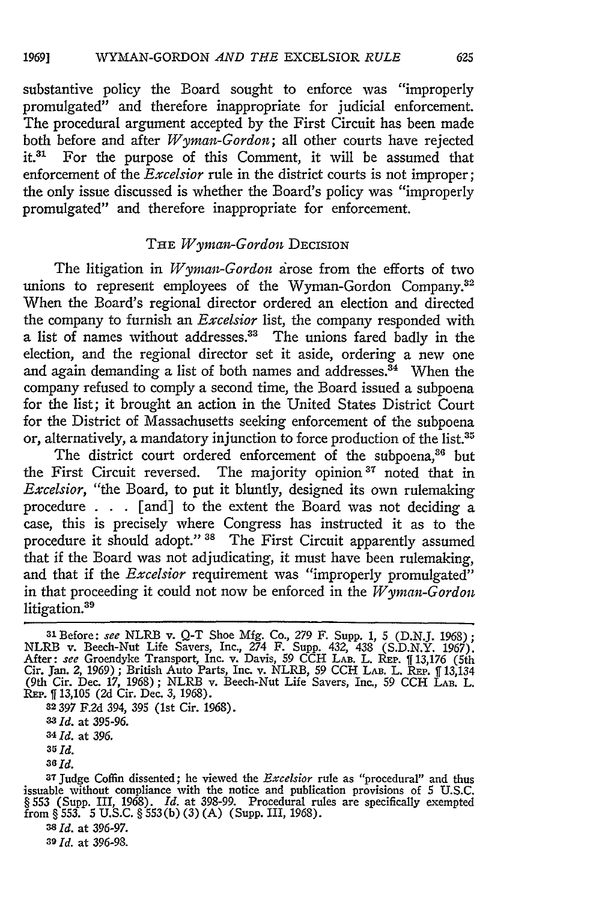substantive policy the Board sought to enforce was "improperly promulgated" and therefore inappropriate for judicial enforcement. The procedural argument accepted by the First Circuit has been made both before and after *Wyman-Gordon*; all other courts have rejected it.[31] For the purpose of this Comment, it will be assumed that enforcement of the *Excelsior* rule in the district courts is not improper; the only issue discussed is whether the Board's policy was "improperly promulgated" and therefore inappropriate for enforcement.

## THE *Wyman-Gordon* DECISION

The litigation in *Wyman-Gordon* arose from the efforts of two unions to represent employees of the Wyman-Gordon Company.[32] When the Board's regional director ordered an election and directed the company to furnish an *Excelsior* list, the company responded with a list of names without addresses.[33] The unions fared badly in the election, and the regional director set it aside, ordering a new one and again demanding a list of both names and addresses.[34] When the company refused to comply a second time, the Board issued a subpoena for the list; it brought an action in the United States District Court for the District of Massachusetts seeking enforcement of the subpoena or, alternatively, a mandatory injunction to force production of the list.[35]

The district court ordered enforcement of the subpoena,[36] but the First Circuit reversed. The majority opinion[37] noted that in *Excelsior*, "the Board, to put it bluntly, designed its own rulemaking procedure . . . [and] to the extent the Board was not deciding a case, this is precisely where Congress has instructed it as to the procedure it should adopt."[38] The First Circuit apparently assumed that if the Board was not adjudicating, it must have been rulemaking, and that if the *Excelsior* requirement was "improperly promulgated" in that proceeding it could not now be enforced in the *Wyman-Gordon* litigation.[39]

---

[31] Before: *see* NLRB v. Q-T Shoe Mfg. Co., 279 F. Supp. 1, 5 (D.N.J. 1968); NLRB v. Beech-Nut Life Savers, Inc., 274 F. Supp. 432, 438 (S.D.N.Y. 1967). After: *see* Groendyke Transport, Inc. v. Davis, 59 CCH LAB. L. REP. ¶ 13,176 (5th Cir. Jan. 2, 1969); British Auto Parts, Inc. v. NLRB, 59 CCH LAB. L. REP. ¶ 13,134 (9th Cir. Dec. 17, 1968); NLRB v. Beech-Nut Life Savers, Inc., 59 CCH LAB. L. REP. ¶ 13,105 (2d Cir. Dec. 3, 1968).

[32] 397 F.2d 394, 395 (1st Cir. 1968).

[33] *Id.* at 395-96.

[34] *Id.* at 396.

[35] *Id.*

[36] *Id.*

[37] Judge Coffin dissented; he viewed the *Excelsior* rule as "procedural" and thus issuable without compliance with the notice and publication provisions of 5 U.S.C. § 553 (Supp. III, 1968). *Id.* at 398-99. Procedural rules are specifically exempted from § 553. 5 U.S.C. § 553(b)(3)(A) (Supp. III, 1968).

[38] *Id.* at 396-97.

[39] *Id.* at 396-98.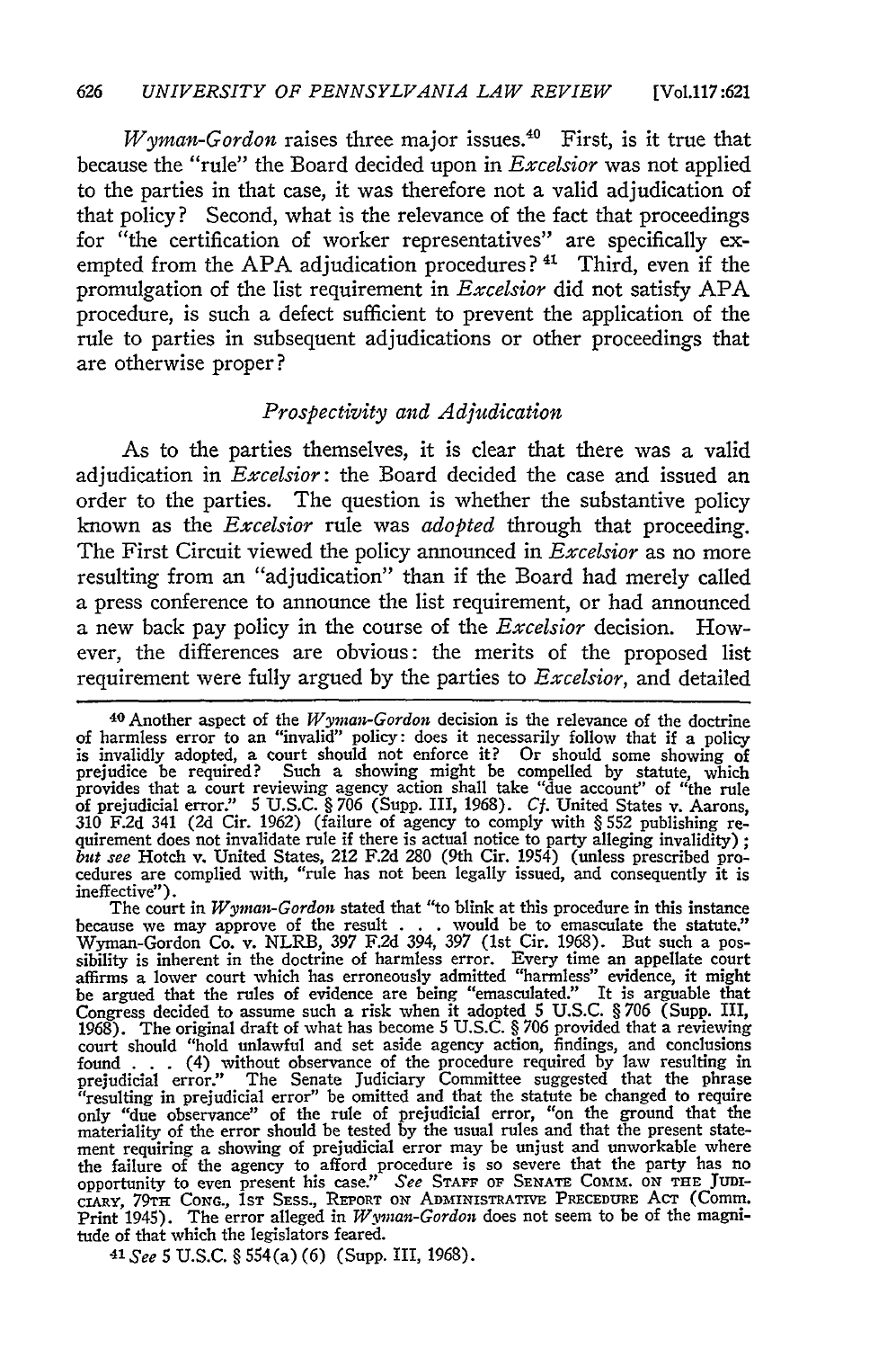*Wyman-Gordon* raises three major issues.[40] First, is it true that because the "rule" the Board decided upon in *Excelsior* was not applied to the parties in that case, it was therefore not a valid adjudication of that policy? Second, what is the relevance of the fact that proceedings for "the certification of worker representatives" are specifically exempted from the APA adjudication procedures?[41] Third, even if the promulgation of the list requirement in *Excelsior* did not satisfy APA procedure, is such a defect sufficient to prevent the application of the rule to parties in subsequent adjudications or other proceedings that are otherwise proper?

### *Prospectivity and Adjudication*

As to the parties themselves, it is clear that there was a valid adjudication in *Excelsior*: the Board decided the case and issued an order to the parties. The question is whether the substantive policy known as the *Excelsior* rule was *adopted* through that proceeding. The First Circuit viewed the policy announced in *Excelsior* as no more resulting from an "adjudication" than if the Board had merely called a press conference to announce the list requirement, or had announced a new back pay policy in the course of the *Excelsior* decision. However, the differences are obvious: the merits of the proposed list requirement were fully argued by the parties to *Excelsior*, and detailed

---

[40] Another aspect of the *Wyman-Gordon* decision is the relevance of the doctrine of harmless error to an "invalid" policy: does it necessarily follow that if a policy is invalidly adopted, a court should not enforce it? Or should some showing of prejudice be required? Such a showing might be compelled by statute, which provides that a court reviewing agency action shall take "due account" of "the rule of prejudicial error." 5 U.S.C. § 706 (Supp. III, 1968). *Cf.* United States v. Aarons, 310 F.2d 341 (2d Cir. 1962) (failure of agency to comply with § 552 publishing requirement does not invalidate rule if there is actual notice to party alleging invalidity); *but see* Hotch v. United States, 212 F.2d 280 (9th Cir. 1954) (unless prescribed procedures are complied with, "rule has not been legally issued, and consequently it is ineffective").

The court in *Wyman-Gordon* stated that "to blink at this procedure in this instance because we may approve of the result . . . would be to emasculate the statute." Wyman-Gordon Co. v. NLRB, 397 F.2d 394, 397 (1st Cir. 1968). But such a possibility is inherent in the doctrine of harmless error. Every time an appellate court affirms a lower court which has erroneously admitted "harmless" evidence, it might be argued that the rules of evidence are being "emasculated." It is arguable that Congress decided to assume such a risk when it adopted 5 U.S.C. § 706 (Supp. III, 1968). The original draft of what has become 5 U.S.C. § 706 provided that a reviewing court should "hold unlawful and set aside agency action, findings, and conclusions found . . . (4) without observance of the procedure required by law resulting in prejudicial error." The Senate Judiciary Committee suggested that the phrase "resulting in prejudicial error" be omitted and that the statute be changed to require only "due observance" of the rule of prejudicial error, "on the ground that the materiality of the error should be tested by the usual rules and that the present statement requiring a showing of prejudicial error may be unjust and unworkable where the failure of the agency to afford procedure is so severe that the party has no opportunity to even present his case." *See* STAFF OF SENATE COMM. ON THE JUDICIARY, 79TH CONG., 1ST SESS., REPORT ON ADMINISTRATIVE PRECEDURE ACT (Comm. Print 1945). The error alleged in *Wyman-Gordon* does not seem to be of the magnitude of that which the legislators feared.

[41] *See* 5 U.S.C. § 554(a)(6) (Supp. III, 1968).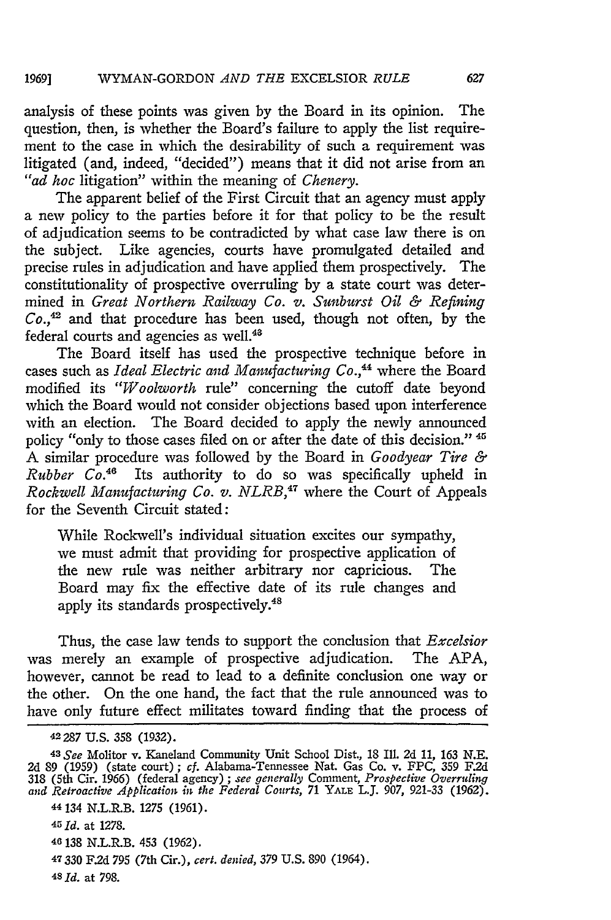analysis of these points was given by the Board in its opinion. The question, then, is whether the Board's failure to apply the list requirement to the case in which the desirability of such a requirement was litigated (and, indeed, "decided") means that it did not arise from an *"ad hoc* litigation" within the meaning of *Chenery.*

The apparent belief of the First Circuit that an agency must apply a new policy to the parties before it for that policy to be the result of adjudication seems to be contradicted by what case law there is on the subject. Like agencies, courts have promulgated detailed and precise rules in adjudication and have applied them prospectively. The constitutionality of prospective overruling by a state court was determined in *Great Northern Railway Co. v. Sunburst Oil & Refining Co.*,[42] and that procedure has been used, though not often, by the federal courts and agencies as well.[43]

The Board itself has used the prospective technique before in cases such as *Ideal Electric and Manufacturing Co.*,[44] where the Board modified its *"Woolworth* rule" concerning the cutoff date beyond which the Board would not consider objections based upon interference with an election. The Board decided to apply the newly announced policy "only to those cases filed on or after the date of this decision." [45] A similar procedure was followed by the Board in *Goodyear Tire & Rubber Co.*[46] Its authority to do so was specifically upheld in *Rockwell Manufacturing Co. v. NLRB*,[47] where the Court of Appeals for the Seventh Circuit stated:

> While Rockwell's individual situation excites our sympathy, we must admit that providing for prospective application of the new rule was neither arbitrary nor capricious. The Board may fix the effective date of its rule changes and apply its standards prospectively.[48]

Thus, the case law tends to support the conclusion that *Excelsior* was merely an example of prospective adjudication. The APA, however, cannot be read to lead to a definite conclusion one way or the other. On the one hand, the fact that the rule announced was to have only future effect militates toward finding that the process of

---

[42] 287 U.S. 358 (1932).

[43] *See* Molitor v. Kaneland Community Unit School Dist., 18 Ill. 2d 11, 163 N.E. 2d 89 (1959) (state court); *cf.* Alabama-Tennessee Nat. Gas Co. v. FPC, 359 F.2d 318 (5th Cir. 1966) (federal agency); *see generally* Comment, *Prospective Overruling and Retroactive Application in the Federal Courts*, 71 YALE L.J. 907, 921-33 (1962).

[44] 134 N.L.R.B. 1275 (1961).

[45] *Id.* at 1278.

[46] 138 N.L.R.B. 453 (1962).

[47] 330 F.2d 795 (7th Cir.), *cert. denied*, 379 U.S. 890 (1964).

[48] *Id.* at 798.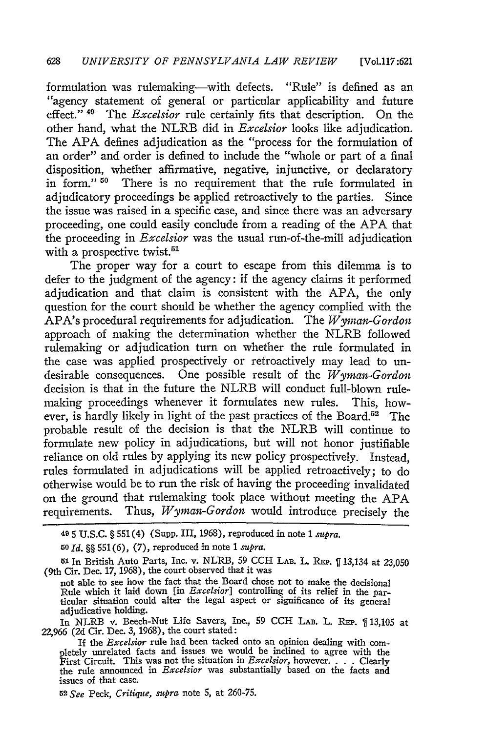formulation was rulemaking—with defects. "Rule" is defined as an "agency statement of general or particular applicability and future effect."[49] The *Excelsior* rule certainly fits that description. On the other hand, what the NLRB did in *Excelsior* looks like adjudication. The APA defines adjudication as the "process for the formulation of an order" and order is defined to include the "whole or part of a final disposition, whether affirmative, negative, injunctive, or declaratory in form."[50] There is no requirement that the rule formulated in adjudicatory proceedings be applied retroactively to the parties. Since the issue was raised in a specific case, and since there was an adversary proceeding, one could easily conclude from a reading of the APA that the proceeding in *Excelsior* was the usual run-of-the-mill adjudication with a prospective twist.[51]

The proper way for a court to escape from this dilemma is to defer to the judgment of the agency: if the agency claims it performed adjudication and that claim is consistent with the APA, the only question for the court should be whether the agency complied with the APA's procedural requirements for adjudication. The *Wyman-Gordon* approach of making the determination whether the NLRB followed rulemaking or adjudication turn on whether the rule formulated in the case was applied prospectively or retroactively may lead to undesirable consequences. One possible result of the *Wyman-Gordon* decision is that in the future the NLRB will conduct full-blown rulemaking proceedings whenever it formulates new rules. This, however, is hardly likely in light of the past practices of the Board.[52] The probable result of the decision is that the NLRB will continue to formulate new policy in adjudications, but will not honor justifiable reliance on old rules by applying its new policy prospectively. Instead, rules formulated in adjudications will be applied retroactively; to do otherwise would be to run the risk of having the proceeding invalidated on the ground that rulemaking took place without meeting the APA requirements. Thus, *Wyman-Gordon* would introduce precisely the

---

[49] 5 U.S.C. § 551(4) (Supp. III, 1968), reproduced in note 1 *supra*.

[50] *Id.* §§ 551(6), (7), reproduced in note 1 *supra*.

[51] In British Auto Parts, Inc. v. NLRB, 59 CCH LAB. L. REP. ¶ 13,134 at 23,050 (9th Cir. Dec. 17, 1968), the court observed that it was

> not able to see how the fact that the Board chose not to make the decisional Rule which it laid down [in *Excelsior*] controlling of its relief in the particular situation could alter the legal aspect or significance of its general adjudicative holding.

In NLRB v. Beech-Nut Life Savers, Inc., 59 CCH LAB. L. REP. ¶ 13,105 at 22,966 (2d Cir. Dec. 3, 1968), the court stated:

> If the *Excelsior* rule had been tacked onto an opinion dealing with completely unrelated facts and issues we would be inclined to agree with the First Circuit. This was not the situation in *Excelsior*, however. . . . Clearly the rule announced in *Excelsior* was substantially based on the facts and issues of that case.

[52] *See* Peck, *Critique*, *supra* note 5, at 260-75.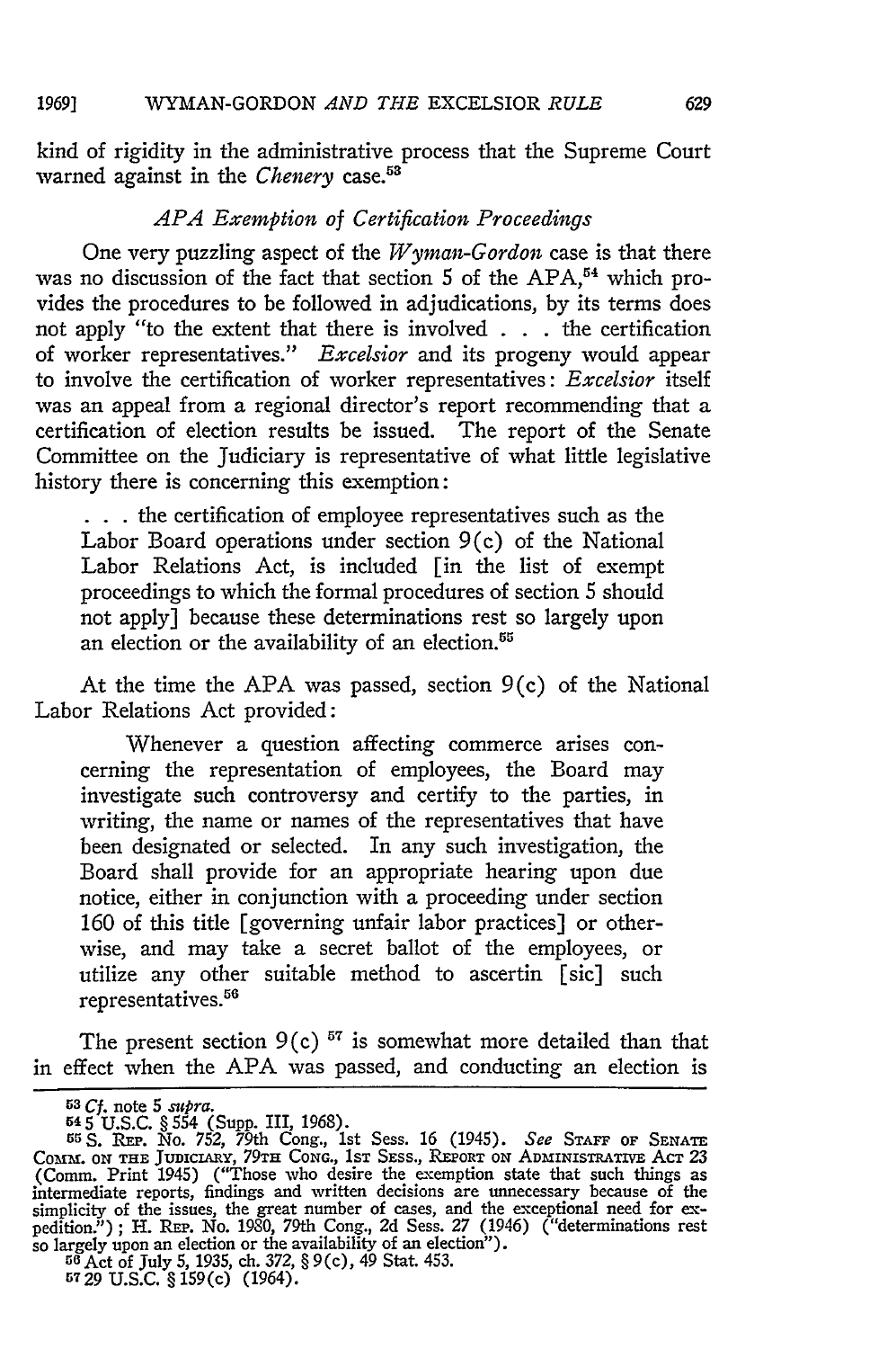kind of rigidity in the administrative process that the Supreme Court warned against in the *Chenery* case.[53]

### *APA Exemption of Certification Proceedings*

One very puzzling aspect of the *Wyman-Gordon* case is that there was no discussion of the fact that section 5 of the APA,[54] which provides the procedures to be followed in adjudications, by its terms does not apply "to the extent that there is involved . . . the certification of worker representatives." *Excelsior* and its progeny would appear to involve the certification of worker representatives: *Excelsior* itself was an appeal from a regional director's report recommending that a certification of election results be issued. The report of the Senate Committee on the Judiciary is representative of what little legislative history there is concerning this exemption:

> . . . the certification of employee representatives such as the Labor Board operations under section 9(c) of the National Labor Relations Act, is included [in the list of exempt proceedings to which the formal procedures of section 5 should not apply] because these determinations rest so largely upon an election or the availability of an election.[55]

At the time the APA was passed, section 9(c) of the National Labor Relations Act provided:

> Whenever a question affecting commerce arises concerning the representation of employees, the Board may investigate such controversy and certify to the parties, in writing, the name or names of the representatives that have been designated or selected. In any such investigation, the Board shall provide for an appropriate hearing upon due notice, either in conjunction with a proceeding under section 160 of this title [governing unfair labor practices] or otherwise, and may take a secret ballot of the employees, or utilize any other suitable method to ascertin [sic] such representatives.[56]

The present section 9(c) [57] is somewhat more detailed than that in effect when the APA was passed, and conducting an election is

---

[53] *Cf.* note 5 *supra.*

[54] 5 U.S.C. § 554 (Supp. III, 1968).

[55] S. Rep. No. 752, 79th Cong., 1st Sess. 16 (1945). *See* Staff of Senate Comm. on the Judiciary, 79th Cong., 1st Sess., Report on Administrative Act 23 (Comm. Print 1945) ("Those who desire the exemption state that such things as intermediate reports, findings and written decisions are unnecessary because of the simplicity of the issues, the great number of cases, and the exceptional need for expedition."); H. Rep. No. 1980, 79th Cong., 2d Sess. 27 (1946) ("determinations rest so largely upon an election or the availability of an election").

[56] Act of July 5, 1935, ch. 372, § 9(c), 49 Stat. 453.

[57] 29 U.S.C. § 159(c) (1964).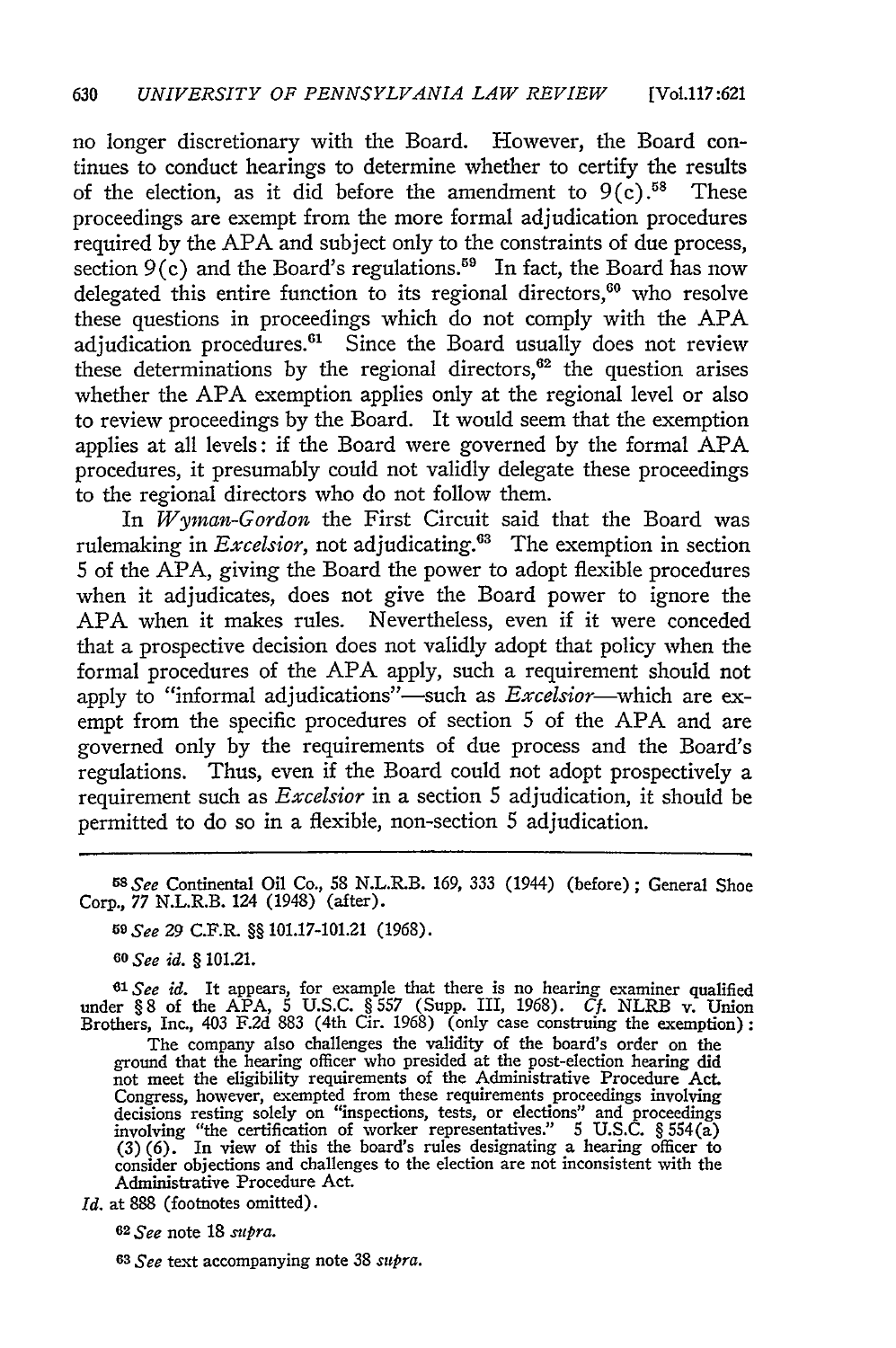no longer discretionary with the Board. However, the Board continues to conduct hearings to determine whether to certify the results of the election, as it did before the amendment to 9(c).[58] These proceedings are exempt from the more formal adjudication procedures required by the APA and subject only to the constraints of due process, section 9(c) and the Board's regulations.[59] In fact, the Board has now delegated this entire function to its regional directors,[60] who resolve these questions in proceedings which do not comply with the APA adjudication procedures.[61] Since the Board usually does not review these determinations by the regional directors,[62] the question arises whether the APA exemption applies only at the regional level or also to review proceedings by the Board. It would seem that the exemption applies at all levels: if the Board were governed by the formal APA procedures, it presumably could not validly delegate these proceedings to the regional directors who do not follow them.

In *Wyman-Gordon* the First Circuit said that the Board was rulemaking in *Excelsior*, not adjudicating.[63] The exemption in section 5 of the APA, giving the Board the power to adopt flexible procedures when it adjudicates, does not give the Board power to ignore the APA when it makes rules. Nevertheless, even if it were conceded that a prospective decision does not validly adopt that policy when the formal procedures of the APA apply, such a requirement should not apply to "informal adjudications"—such as *Excelsior*—which are exempt from the specific procedures of section 5 of the APA and are governed only by the requirements of due process and the Board's regulations. Thus, even if the Board could not adopt prospectively a requirement such as *Excelsior* in a section 5 adjudication, it should be permitted to do so in a flexible, non-section 5 adjudication.

---

[58] *See* Continental Oil Co., 58 N.L.R.B. 169, 333 (1944) (before); General Shoe Corp., 77 N.L.R.B. 124 (1948) (after).

[59] *See* 29 C.F.R. §§ 101.17-101.21 (1968).

[60] *See id.* § 101.21.

[61] *See id.* It appears, for example that there is no hearing examiner qualified under § 8 of the APA, 5 U.S.C. § 557 (Supp. III, 1968). *Cf.* NLRB v. Union Brothers, Inc., 403 F.2d 883 (4th Cir. 1968) (only case construing the exemption):

> The company also challenges the validity of the board's order on the ground that the hearing officer who presided at the post-election hearing did not meet the eligibility requirements of the Administrative Procedure Act. Congress, however, exempted from these requirements proceedings involving decisions resting solely on "inspections, tests, or elections" and proceedings involving "the certification of worker representatives." 5 U.S.C. § 554(a)(3)(6). In view of this the board's rules designating a hearing officer to consider objections and challenges to the election are not inconsistent with the Administrative Procedure Act.

*Id.* at 888 (footnotes omitted).

[62] *See* note 18 *supra*.

[63] *See* text accompanying note 38 *supra*.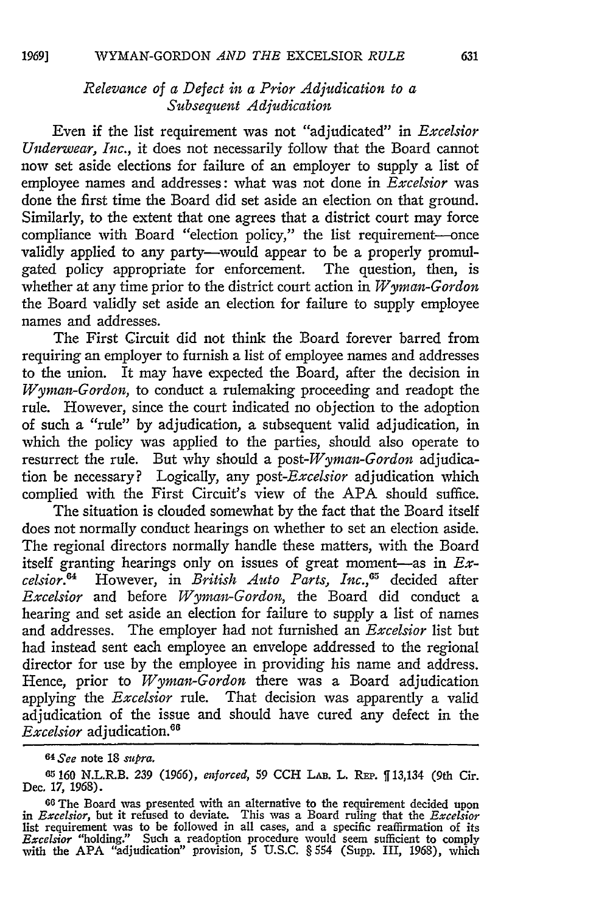### *Relevance of a Defect in a Prior Adjudication to a Subsequent Adjudication*

Even if the list requirement was not "adjudicated" in *Excelsior Underwear, Inc.*, it does not necessarily follow that the Board cannot now set aside elections for failure of an employer to supply a list of employee names and addresses: what was not done in *Excelsior* was done the first time the Board did set aside an election on that ground. Similarly, to the extent that one agrees that a district court may force compliance with Board "election policy," the list requirement—once validly applied to any party—would appear to be a properly promulgated policy appropriate for enforcement. The question, then, is whether at any time prior to the district court action in *Wyman-Gordon* the Board validly set aside an election for failure to supply employee names and addresses.

The First Circuit did not think the Board forever barred from requiring an employer to furnish a list of employee names and addresses to the union. It may have expected the Board, after the decision in *Wyman-Gordon*, to conduct a rulemaking proceeding and readopt the rule. However, since the court indicated no objection to the adoption of such a "rule" by adjudication, a subsequent valid adjudication, in which the policy was applied to the parties, should also operate to resurrect the rule. But why should a post-*Wyman-Gordon* adjudication be necessary? Logically, any post-*Excelsior* adjudication which complied with the First Circuit's view of the APA should suffice.

The situation is clouded somewhat by the fact that the Board itself does not normally conduct hearings on whether to set an election aside. The regional directors normally handle these matters, with the Board itself granting hearings only on issues of great moment—as in *Excelsior*.[64] However, in *British Auto Parts, Inc.*,[65] decided after *Excelsior* and before *Wyman-Gordon*, the Board did conduct a hearing and set aside an election for failure to supply a list of names and addresses. The employer had not furnished an *Excelsior* list but had instead sent each employee an envelope addressed to the regional director for use by the employee in providing his name and address. Hence, prior to *Wyman-Gordon* there was a Board adjudication applying the *Excelsior* rule. That decision was apparently a valid adjudication of the issue and should have cured any defect in the *Excelsior* adjudication.[66]

---

[64] *See* note 18 *supra.*

[65] 160 N.L.R.B. 239 (1966), *enforced*, 59 CCH LAB. L. REP. ¶ 13,134 (9th Cir. Dec. 17, 1968).

[66] The Board was presented with an alternative to the requirement decided upon in *Excelsior*, but it refused to deviate. This was a Board ruling that the *Excelsior* list requirement was to be followed in all cases, and a specific reaffirmation of its *Excelsior* "holding." Such a readoption procedure would seem sufficient to comply with the APA "adjudication" provision, 5 U.S.C. § 554 (Supp. III, 1968), which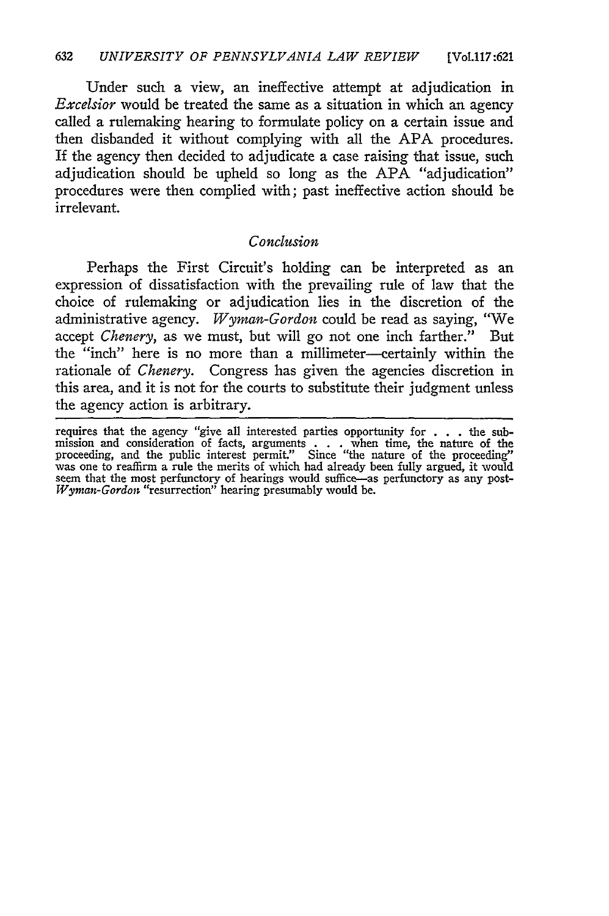Under such a view, an ineffective attempt at adjudication in *Excelsior* would be treated the same as a situation in which an agency called a rulemaking hearing to formulate policy on a certain issue and then disbanded it without complying with all the APA procedures. If the agency then decided to adjudicate a case raising that issue, such adjudication should be upheld so long as the APA "adjudication" procedures were then complied with; past ineffective action should be irrelevant.

### *Conclusion*

Perhaps the First Circuit's holding can be interpreted as an expression of dissatisfaction with the prevailing rule of law that the choice of rulemaking or adjudication lies in the discretion of the administrative agency. *Wyman-Gordon* could be read as saying, "We accept *Chenery*, as we must, but will go not one inch farther." But the "inch" here is no more than a millimeter—certainly within the rationale of *Chenery*. Congress has given the agencies discretion in this area, and it is not for the courts to substitute their judgment unless the agency action is arbitrary.

---

requires that the agency "give all interested parties opportunity for . . . the submission and consideration of facts, arguments . . . when time, the nature of the proceeding, and the public interest permit." Since "the nature of the proceeding" was one to reaffirm a rule the merits of which had already been fully argued, it would seem that the most perfunctory of hearings would suffice—as perfunctory as any post-*Wyman-Gordon* "resurrection" hearing presumably would be.